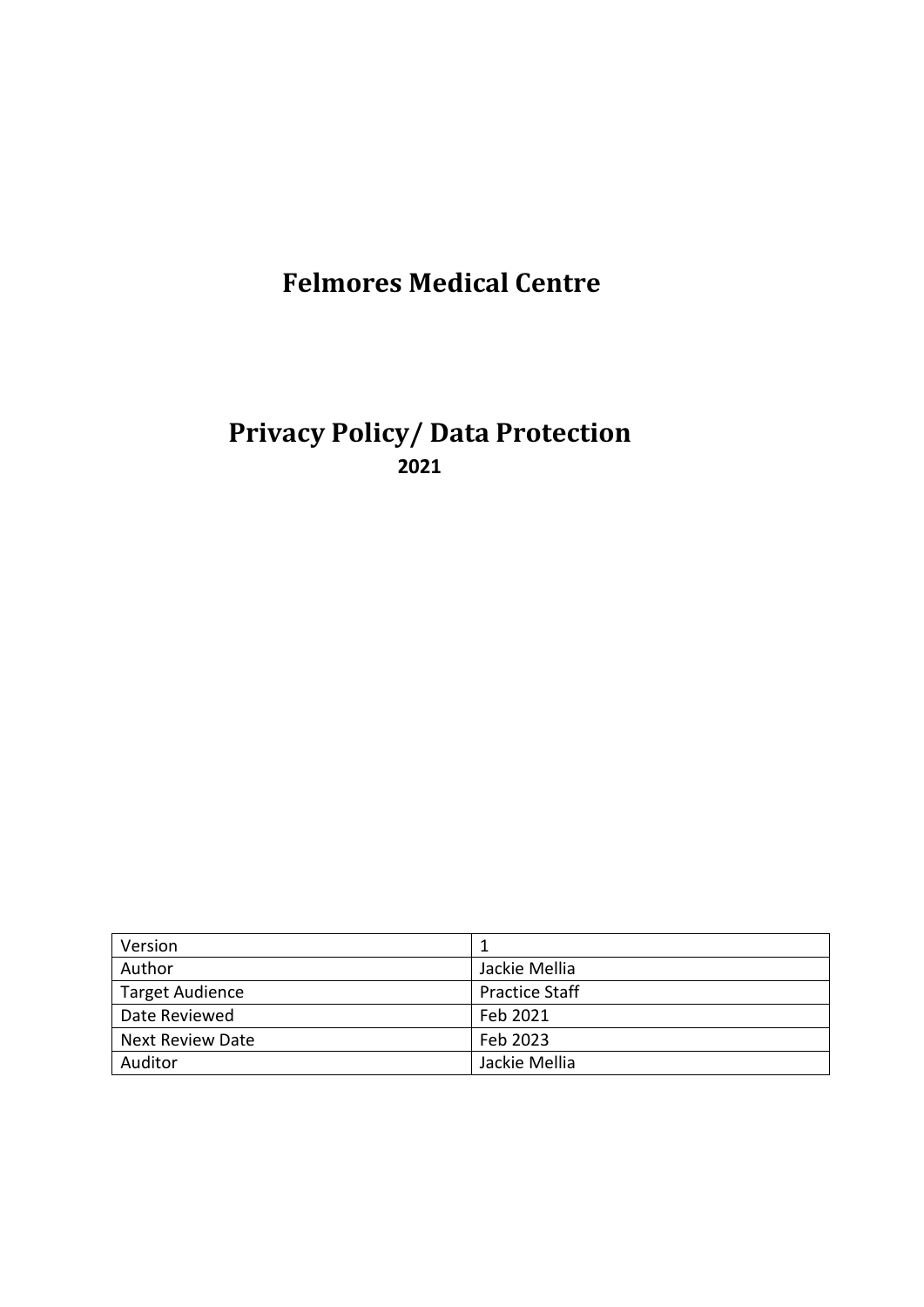# Felmores Medical Centre

# Privacy Policy/ Data Protection

**2021**

| Version | 1 |
| --- | --- |
| Author | Jackie Mellia |
| Target Audience | Practice Staff |
| Date Reviewed | Feb 2021 |
| Next Review Date | Feb 2023 |
| Auditor | Jackie Mellia |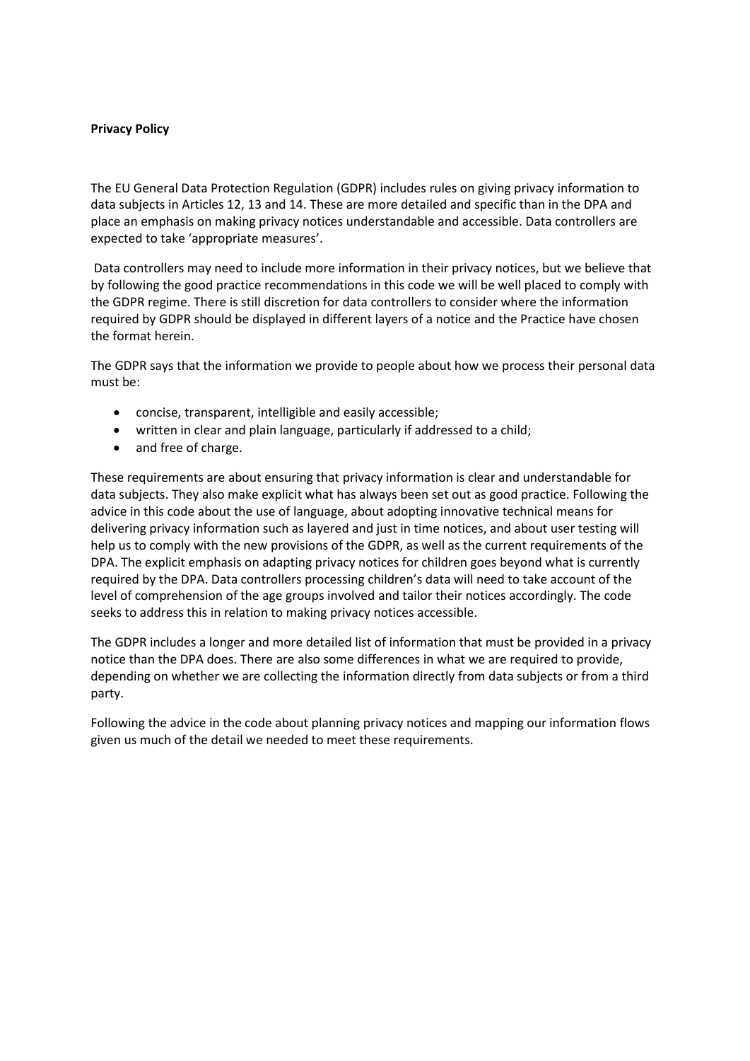**Privacy Policy**

The EU General Data Protection Regulation (GDPR) includes rules on giving privacy information to data subjects in Articles 12, 13 and 14. These are more detailed and specific than in the DPA and place an emphasis on making privacy notices understandable and accessible. Data controllers are expected to take 'appropriate measures'.

Data controllers may need to include more information in their privacy notices, but we believe that by following the good practice recommendations in this code we will be well placed to comply with the GDPR regime. There is still discretion for data controllers to consider where the information required by GDPR should be displayed in different layers of a notice and the Practice have chosen the format herein.

The GDPR says that the information we provide to people about how we process their personal data must be:

- concise, transparent, intelligible and easily accessible;
- written in clear and plain language, particularly if addressed to a child;
- and free of charge.

These requirements are about ensuring that privacy information is clear and understandable for data subjects. They also make explicit what has always been set out as good practice. Following the advice in this code about the use of language, about adopting innovative technical means for delivering privacy information such as layered and just in time notices, and about user testing will help us to comply with the new provisions of the GDPR, as well as the current requirements of the DPA. The explicit emphasis on adapting privacy notices for children goes beyond what is currently required by the DPA. Data controllers processing children's data will need to take account of the level of comprehension of the age groups involved and tailor their notices accordingly. The code seeks to address this in relation to making privacy notices accessible.

The GDPR includes a longer and more detailed list of information that must be provided in a privacy notice than the DPA does. There are also some differences in what we are required to provide, depending on whether we are collecting the information directly from data subjects or from a third party.

Following the advice in the code about planning privacy notices and mapping our information flows given us much of the detail we needed to meet these requirements.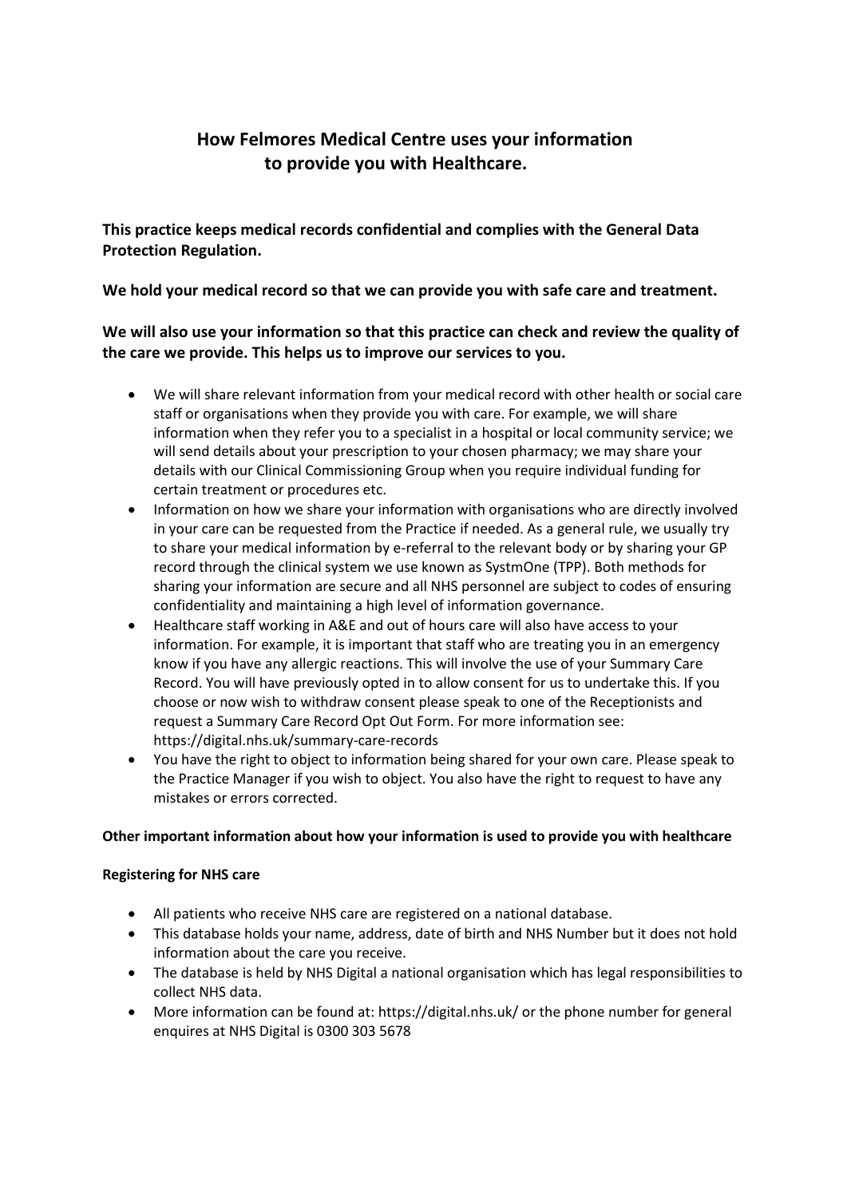# How Felmores Medical Centre uses your information to provide you with Healthcare.

**This practice keeps medical records confidential and complies with the General Data Protection Regulation.**

**We hold your medical record so that we can provide you with safe care and treatment.**

**We will also use your information so that this practice can check and review the quality of the care we provide. This helps us to improve our services to you.**

- We will share relevant information from your medical record with other health or social care staff or organisations when they provide you with care. For example, we will share information when they refer you to a specialist in a hospital or local community service; we will send details about your prescription to your chosen pharmacy; we may share your details with our Clinical Commissioning Group when you require individual funding for certain treatment or procedures etc.
- Information on how we share your information with organisations who are directly involved in your care can be requested from the Practice if needed. As a general rule, we usually try to share your medical information by e-referral to the relevant body or by sharing your GP record through the clinical system we use known as SystmOne (TPP). Both methods for sharing your information are secure and all NHS personnel are subject to codes of ensuring confidentiality and maintaining a high level of information governance.
- Healthcare staff working in A&E and out of hours care will also have access to your information. For example, it is important that staff who are treating you in an emergency know if you have any allergic reactions. This will involve the use of your Summary Care Record. You will have previously opted in to allow consent for us to undertake this. If you choose or now wish to withdraw consent please speak to one of the Receptionists and request a Summary Care Record Opt Out Form. For more information see: https://digital.nhs.uk/summary-care-records
- You have the right to object to information being shared for your own care. Please speak to the Practice Manager if you wish to object. You also have the right to request to have any mistakes or errors corrected.

**Other important information about how your information is used to provide you with healthcare**

**Registering for NHS care**

- All patients who receive NHS care are registered on a national database.
- This database holds your name, address, date of birth and NHS Number but it does not hold information about the care you receive.
- The database is held by NHS Digital a national organisation which has legal responsibilities to collect NHS data.
- More information can be found at: https://digital.nhs.uk/ or the phone number for general enquires at NHS Digital is 0300 303 5678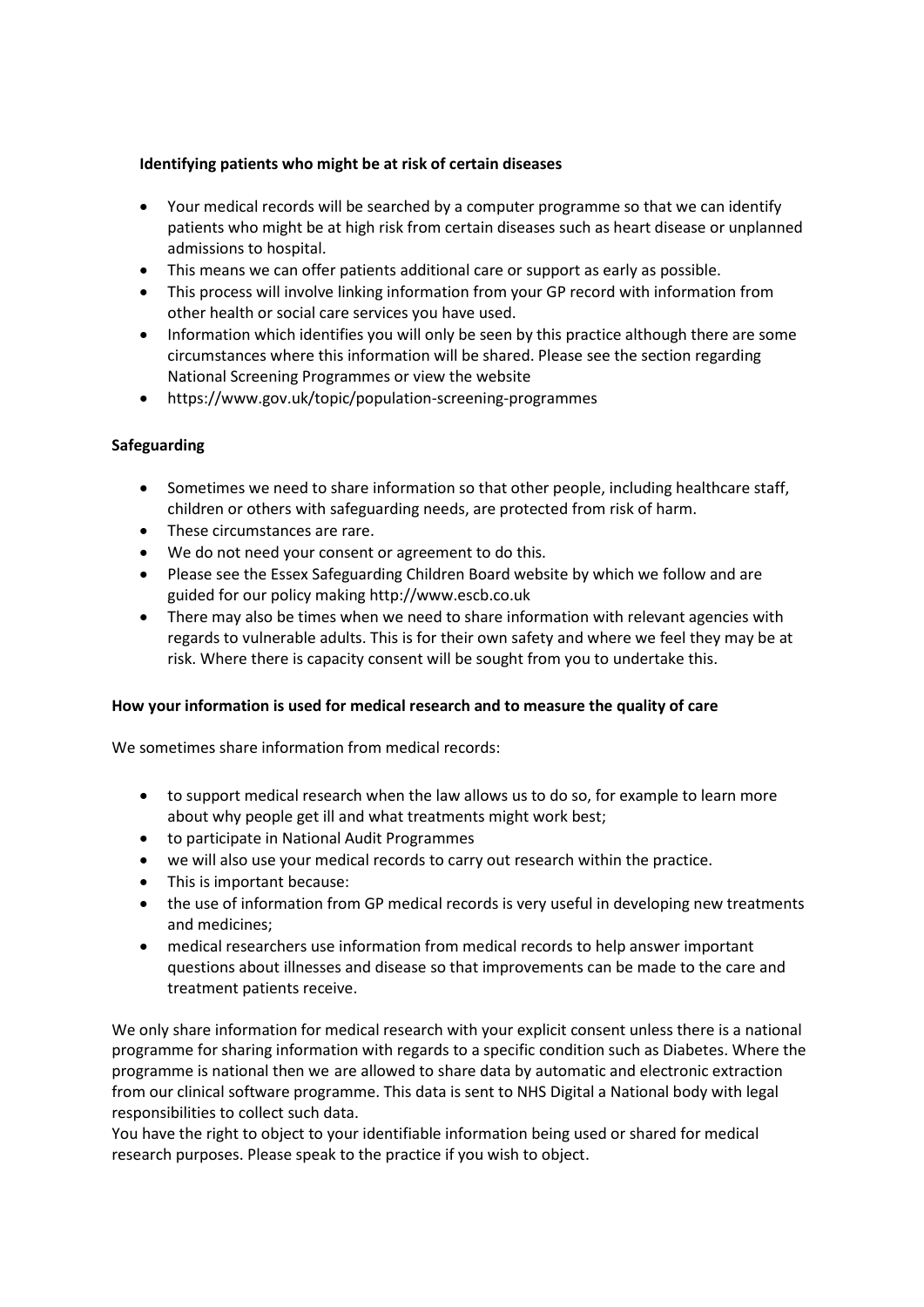**Identifying patients who might be at risk of certain diseases**

- Your medical records will be searched by a computer programme so that we can identify patients who might be at high risk from certain diseases such as heart disease or unplanned admissions to hospital.
- This means we can offer patients additional care or support as early as possible.
- This process will involve linking information from your GP record with information from other health or social care services you have used.
- Information which identifies you will only be seen by this practice although there are some circumstances where this information will be shared. Please see the section regarding National Screening Programmes or view the website
- https://www.gov.uk/topic/population-screening-programmes

**Safeguarding**

- Sometimes we need to share information so that other people, including healthcare staff, children or others with safeguarding needs, are protected from risk of harm.
- These circumstances are rare.
- We do not need your consent or agreement to do this.
- Please see the Essex Safeguarding Children Board website by which we follow and are guided for our policy making http://www.escb.co.uk
- There may also be times when we need to share information with relevant agencies with regards to vulnerable adults. This is for their own safety and where we feel they may be at risk. Where there is capacity consent will be sought from you to undertake this.

**How your information is used for medical research and to measure the quality of care**

We sometimes share information from medical records:

- to support medical research when the law allows us to do so, for example to learn more about why people get ill and what treatments might work best;
- to participate in National Audit Programmes
- we will also use your medical records to carry out research within the practice.
- This is important because:
- the use of information from GP medical records is very useful in developing new treatments and medicines;
- medical researchers use information from medical records to help answer important questions about illnesses and disease so that improvements can be made to the care and treatment patients receive.

We only share information for medical research with your explicit consent unless there is a national programme for sharing information with regards to a specific condition such as Diabetes. Where the programme is national then we are allowed to share data by automatic and electronic extraction from our clinical software programme. This data is sent to NHS Digital a National body with legal responsibilities to collect such data.
You have the right to object to your identifiable information being used or shared for medical research purposes. Please speak to the practice if you wish to object.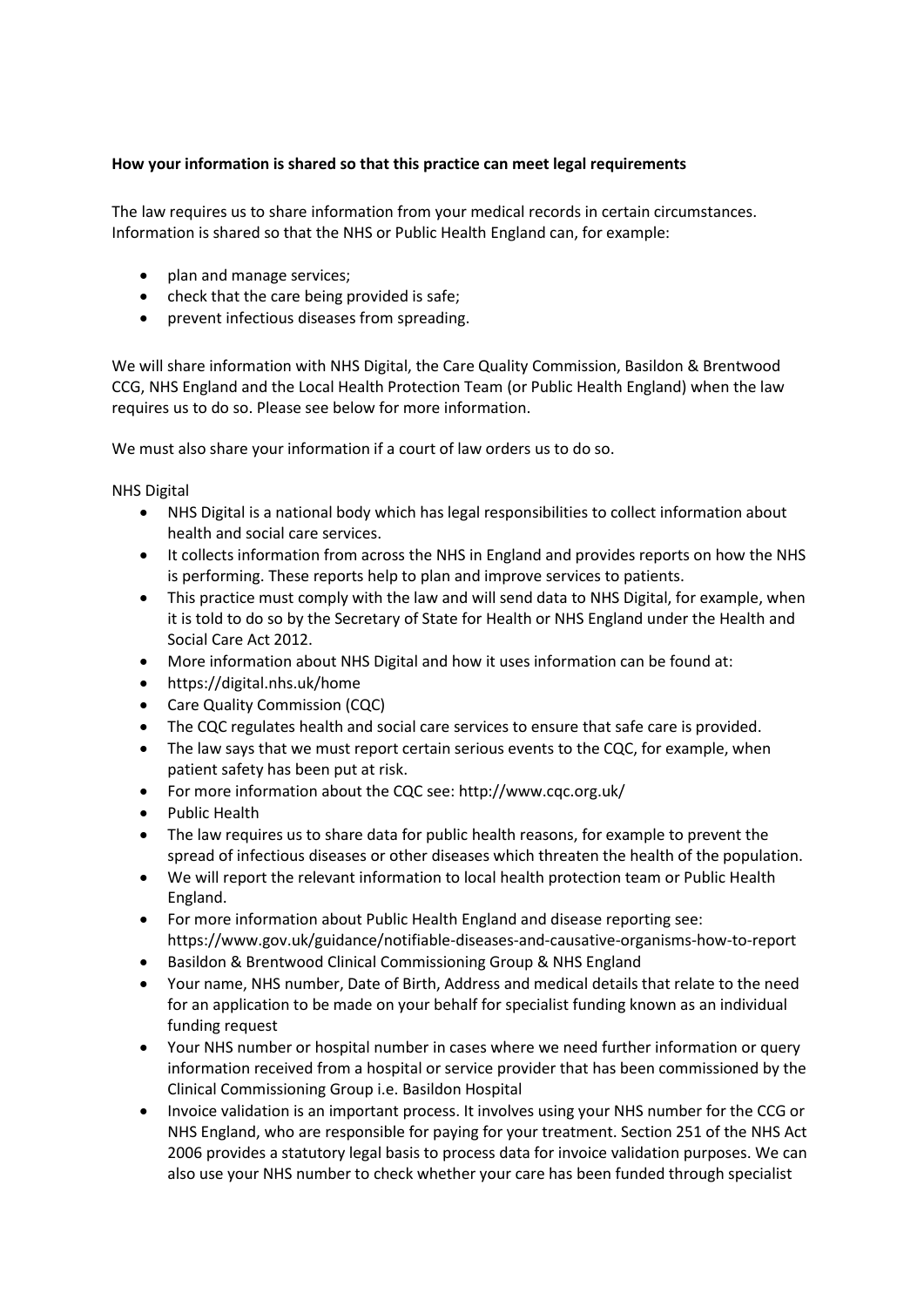**How your information is shared so that this practice can meet legal requirements**

The law requires us to share information from your medical records in certain circumstances. Information is shared so that the NHS or Public Health England can, for example:

- plan and manage services;
- check that the care being provided is safe;
- prevent infectious diseases from spreading.

We will share information with NHS Digital, the Care Quality Commission, Basildon & Brentwood CCG, NHS England and the Local Health Protection Team (or Public Health England) when the law requires us to do so. Please see below for more information.

We must also share your information if a court of law orders us to do so.

NHS Digital

- NHS Digital is a national body which has legal responsibilities to collect information about health and social care services.
- It collects information from across the NHS in England and provides reports on how the NHS is performing. These reports help to plan and improve services to patients.
- This practice must comply with the law and will send data to NHS Digital, for example, when it is told to do so by the Secretary of State for Health or NHS England under the Health and Social Care Act 2012.
- More information about NHS Digital and how it uses information can be found at:
- https://digital.nhs.uk/home
- Care Quality Commission (CQC)
- The CQC regulates health and social care services to ensure that safe care is provided.
- The law says that we must report certain serious events to the CQC, for example, when patient safety has been put at risk.
- For more information about the CQC see: http://www.cqc.org.uk/
- Public Health
- The law requires us to share data for public health reasons, for example to prevent the spread of infectious diseases or other diseases which threaten the health of the population.
- We will report the relevant information to local health protection team or Public Health England.
- For more information about Public Health England and disease reporting see: https://www.gov.uk/guidance/notifiable-diseases-and-causative-organisms-how-to-report
- Basildon & Brentwood Clinical Commissioning Group & NHS England
- Your name, NHS number, Date of Birth, Address and medical details that relate to the need for an application to be made on your behalf for specialist funding known as an individual funding request
- Your NHS number or hospital number in cases where we need further information or query information received from a hospital or service provider that has been commissioned by the Clinical Commissioning Group i.e. Basildon Hospital
- Invoice validation is an important process. It involves using your NHS number for the CCG or NHS England, who are responsible for paying for your treatment. Section 251 of the NHS Act 2006 provides a statutory legal basis to process data for invoice validation purposes. We can also use your NHS number to check whether your care has been funded through specialist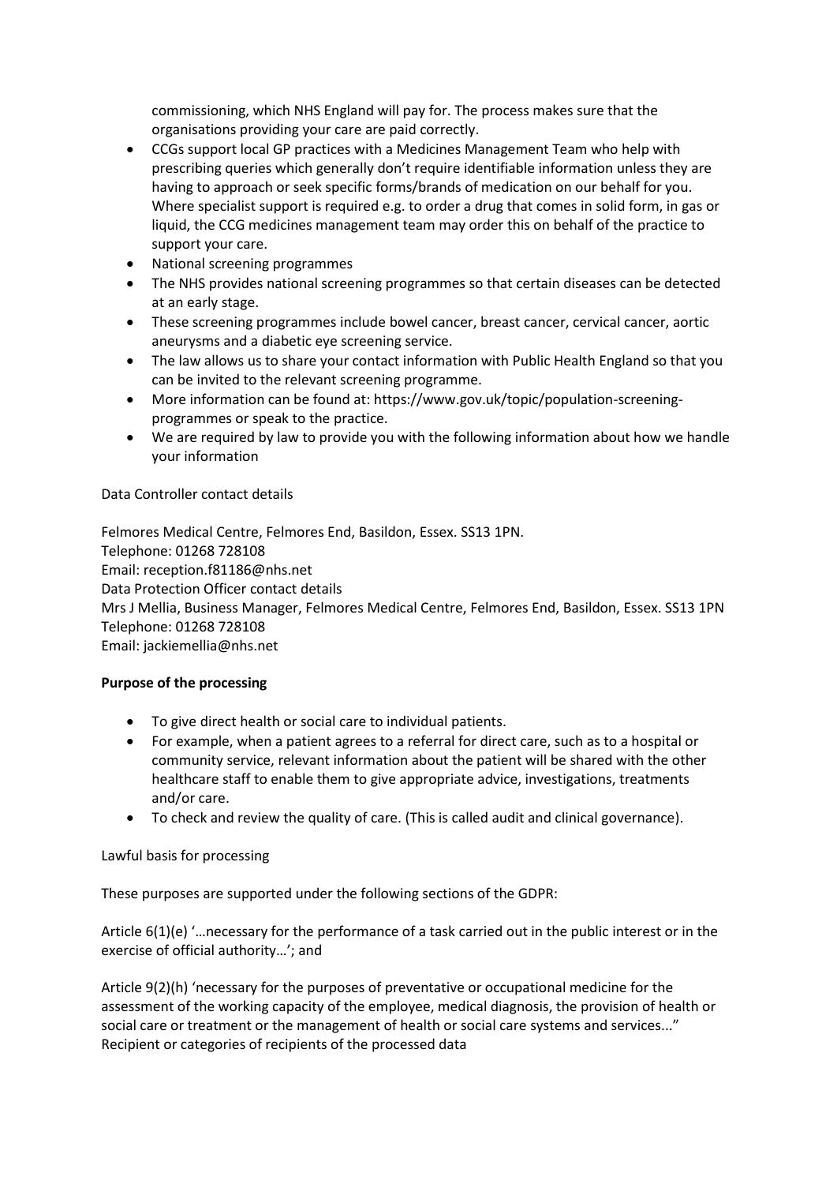commissioning, which NHS England will pay for. The process makes sure that the organisations providing your care are paid correctly.

- CCGs support local GP practices with a Medicines Management Team who help with prescribing queries which generally don't require identifiable information unless they are having to approach or seek specific forms/brands of medication on our behalf for you. Where specialist support is required e.g. to order a drug that comes in solid form, in gas or liquid, the CCG medicines management team may order this on behalf of the practice to support your care.
- National screening programmes
- The NHS provides national screening programmes so that certain diseases can be detected at an early stage.
- These screening programmes include bowel cancer, breast cancer, cervical cancer, aortic aneurysms and a diabetic eye screening service.
- The law allows us to share your contact information with Public Health England so that you can be invited to the relevant screening programme.
- More information can be found at: https://www.gov.uk/topic/population-screening-programmes or speak to the practice.
- We are required by law to provide you with the following information about how we handle your information

Data Controller contact details

Felmores Medical Centre, Felmores End, Basildon, Essex. SS13 1PN.
Telephone: 01268 728108
Email: reception.f81186@nhs.net
Data Protection Officer contact details
Mrs J Mellia, Business Manager, Felmores Medical Centre, Felmores End, Basildon, Essex. SS13 1PN
Telephone: 01268 728108
Email: jackiemellia@nhs.net

**Purpose of the processing**

- To give direct health or social care to individual patients.
- For example, when a patient agrees to a referral for direct care, such as to a hospital or community service, relevant information about the patient will be shared with the other healthcare staff to enable them to give appropriate advice, investigations, treatments and/or care.
- To check and review the quality of care. (This is called audit and clinical governance).

Lawful basis for processing

These purposes are supported under the following sections of the GDPR:

Article 6(1)(e) '…necessary for the performance of a task carried out in the public interest or in the exercise of official authority…'; and

Article 9(2)(h) 'necessary for the purposes of preventative or occupational medicine for the assessment of the working capacity of the employee, medical diagnosis, the provision of health or social care or treatment or the management of health or social care systems and services..."
Recipient or categories of recipients of the processed data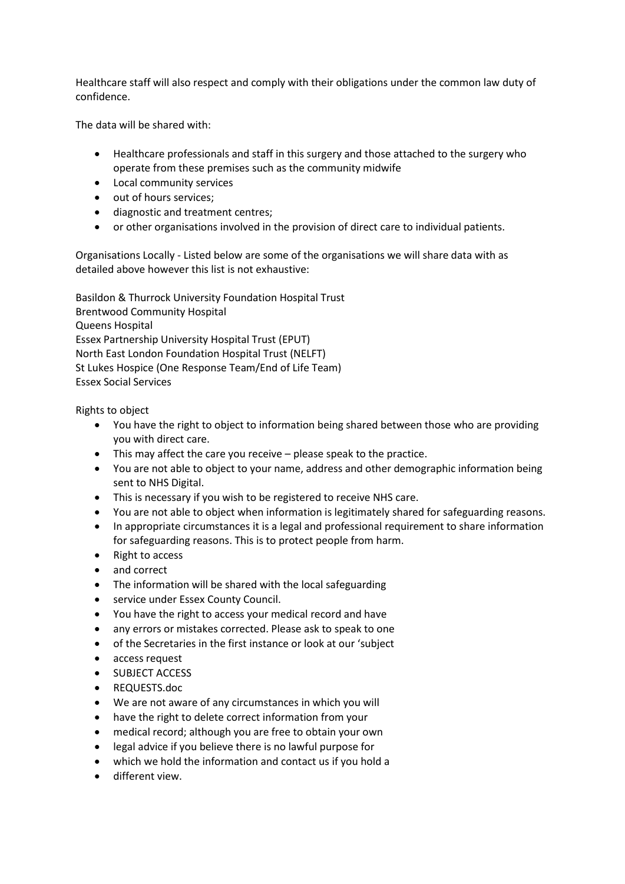Healthcare staff will also respect and comply with their obligations under the common law duty of confidence.

The data will be shared with:

- Healthcare professionals and staff in this surgery and those attached to the surgery who operate from these premises such as the community midwife
- Local community services
- out of hours services;
- diagnostic and treatment centres;
- or other organisations involved in the provision of direct care to individual patients.

Organisations Locally - Listed below are some of the organisations we will share data with as detailed above however this list is not exhaustive:

Basildon & Thurrock University Foundation Hospital Trust
Brentwood Community Hospital
Queens Hospital
Essex Partnership University Hospital Trust (EPUT)
North East London Foundation Hospital Trust (NELFT)
St Lukes Hospice (One Response Team/End of Life Team)
Essex Social Services

Rights to object

- You have the right to object to information being shared between those who are providing you with direct care.
- This may affect the care you receive – please speak to the practice.
- You are not able to object to your name, address and other demographic information being sent to NHS Digital.
- This is necessary if you wish to be registered to receive NHS care.
- You are not able to object when information is legitimately shared for safeguarding reasons.
- In appropriate circumstances it is a legal and professional requirement to share information for safeguarding reasons. This is to protect people from harm.
- Right to access
- and correct
- The information will be shared with the local safeguarding
- service under Essex County Council.
- You have the right to access your medical record and have
- any errors or mistakes corrected. Please ask to speak to one
- of the Secretaries in the first instance or look at our 'subject
- access request
- SUBJECT ACCESS
- REQUESTS.doc
- We are not aware of any circumstances in which you will
- have the right to delete correct information from your
- medical record; although you are free to obtain your own
- legal advice if you believe there is no lawful purpose for
- which we hold the information and contact us if you hold a
- different view.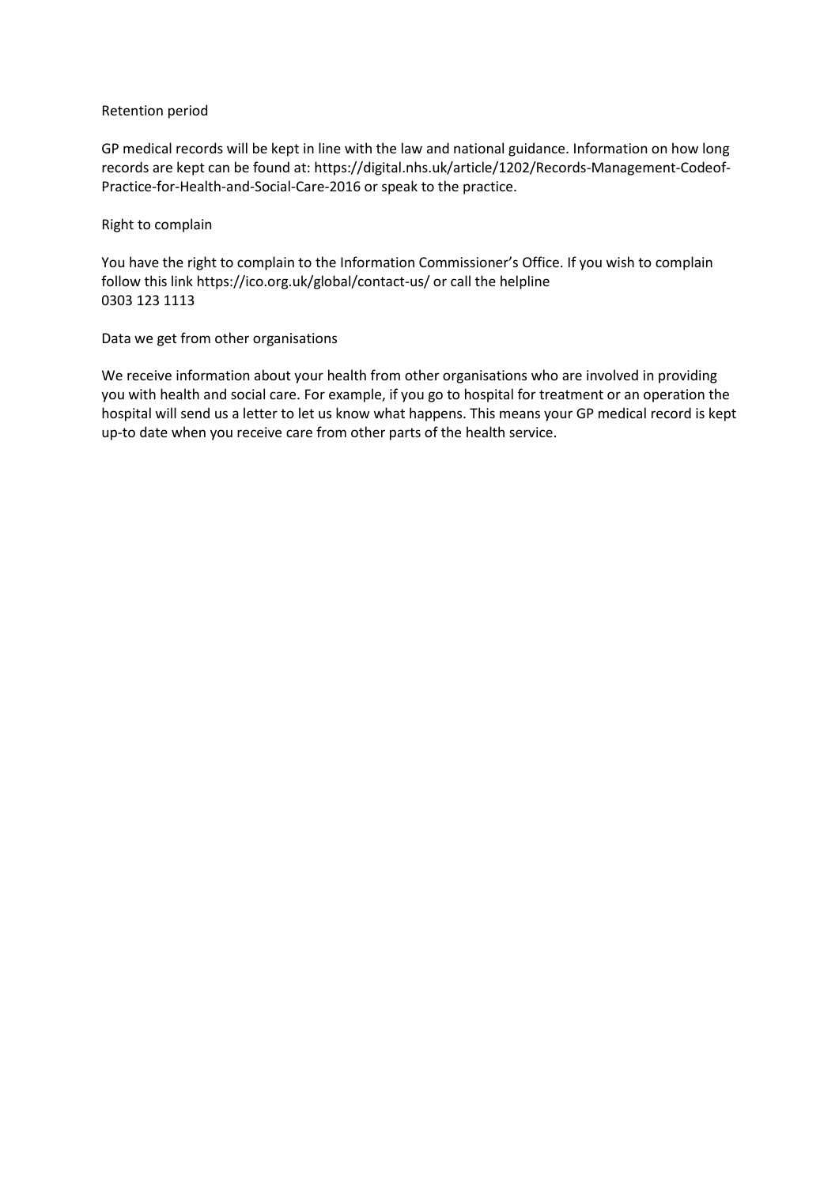## Retention period

GP medical records will be kept in line with the law and national guidance. Information on how long records are kept can be found at: https://digital.nhs.uk/article/1202/Records-Management-Codeof-Practice-for-Health-and-Social-Care-2016 or speak to the practice.

## Right to complain

You have the right to complain to the Information Commissioner's Office. If you wish to complain follow this link https://ico.org.uk/global/contact-us/ or call the helpline
0303 123 1113

## Data we get from other organisations

We receive information about your health from other organisations who are involved in providing you with health and social care. For example, if you go to hospital for treatment or an operation the hospital will send us a letter to let us know what happens. This means your GP medical record is kept up-to date when you receive care from other parts of the health service.